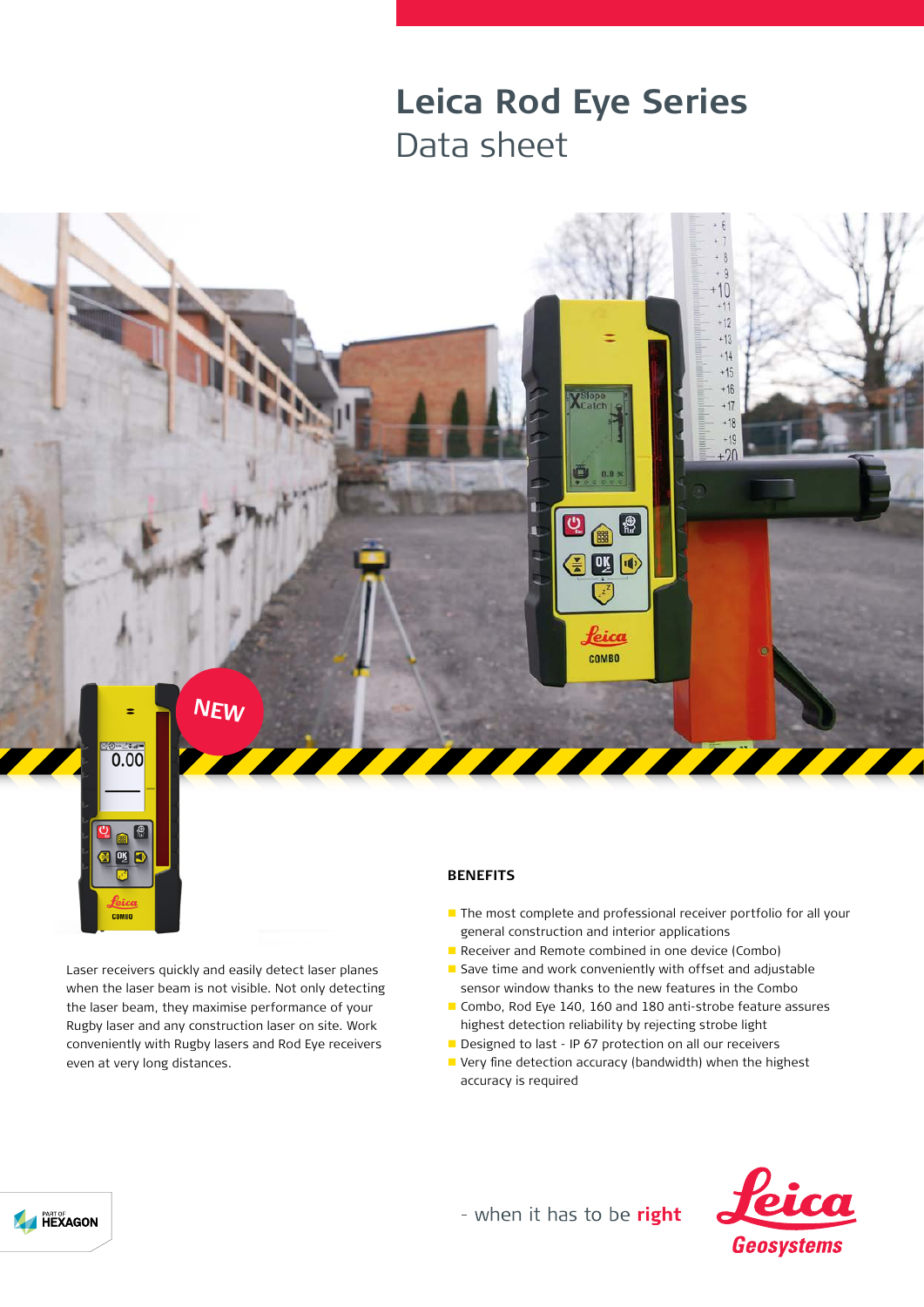# Leica Rod Eye Series
Data sheet

NEW

Laser receivers quickly and easily detect laser planes when the laser beam is not visible. Not only detecting the laser beam, they maximise performance of your Rugby laser and any construction laser on site. Work conveniently with Rugby lasers and Rod Eye receivers even at very long distances.

## BENEFITS

- The most complete and professional receiver portfolio for all your general construction and interior applications
- Receiver and Remote combined in one device (Combo)
- Save time and work conveniently with offset and adjustable sensor window thanks to the new features in the Combo
- Combo, Rod Eye 140, 160 and 180 anti-strobe feature assures highest detection reliability by rejecting strobe light
- Designed to last - IP 67 protection on all our receivers
- Very fine detection accuracy (bandwidth) when the highest accuracy is required

PART OF HEXAGON

- when it has to be **right**

Leica Geosystems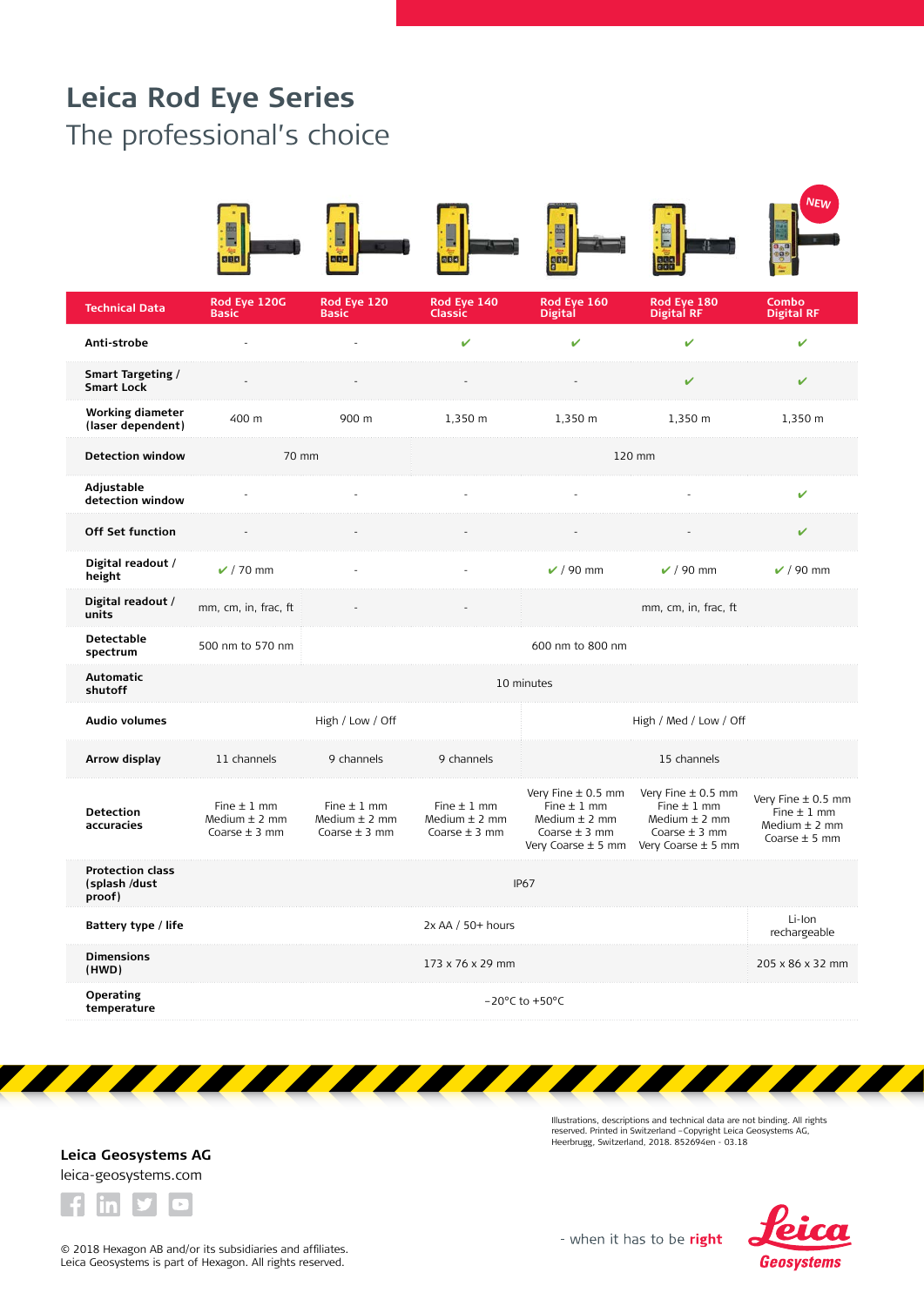# Leica Rod Eye Series

The professional's choice

| Technical Data | Rod Eye 120G Basic | Rod Eye 120 Basic | Rod Eye 140 Classic | Rod Eye 160 Digital | Rod Eye 180 Digital RF | Combo Digital RF |
|---|---|---|---|---|---|---|
| **Anti-strobe** | - | - | ✔ | ✔ | ✔ | ✔ |
| **Smart Targeting / Smart Lock** | - | - | - | - | ✔ | ✔ |
| **Working diameter (laser dependent)** | 400 m | 900 m | 1,350 m | 1,350 m | 1,350 m | 1,350 m |
| **Detection window** | 70 mm | | 120 mm | | | |
| **Adjustable detection window** | - | - | - | - | - | ✔ |
| **Off Set function** | - | - | - | - | - | ✔ |
| **Digital readout / height** | ✔ / 70 mm | - | - | ✔ / 90 mm | ✔ / 90 mm | ✔ / 90 mm |
| **Digital readout / units** | mm, cm, in, frac, ft | - | - | mm, cm, in, frac, ft | | |
| **Detectable spectrum** | 500 nm to 570 nm | 600 nm to 800 nm | | | | |
| **Automatic shutoff** | 10 minutes | | | | | |
| **Audio volumes** | High / Low / Off | | | High / Med / Low / Off | | |
| **Arrow display** | 11 channels | 9 channels | 9 channels | 15 channels | | |
| **Detection accuracies** | Fine ± 1 mm<br>Medium ± 2 mm<br>Coarse ± 3 mm | Fine ± 1 mm<br>Medium ± 2 mm<br>Coarse ± 3 mm | Fine ± 1 mm<br>Medium ± 2 mm<br>Coarse ± 3 mm | Very Fine ± 0.5 mm<br>Fine ± 1 mm<br>Medium ± 2 mm<br>Coarse ± 3 mm<br>Very Coarse ± 5 mm | Very Fine ± 0.5 mm<br>Fine ± 1 mm<br>Medium ± 2 mm<br>Coarse ± 3 mm<br>Very Coarse ± 5 mm | Very Fine ± 0.5 mm<br>Fine ± 1 mm<br>Medium ± 2 mm<br>Coarse ± 5 mm |
| **Protection class (splash /dust proof)** | IP67 | | | | | |
| **Battery type / life** | 2x AA / 50+ hours | | | | | Li-Ion rechargeable |
| **Dimensions (HWD)** | 173 x 76 x 29 mm | | | | | 205 x 86 x 32 mm |
| **Operating temperature** | –20°C to +50°C | | | | | |

Illustrations, descriptions and technical data are not binding. All rights reserved. Printed in Switzerland –Copyright Leica Geosystems AG, Heerbrugg, Switzerland, 2018. 852694en - 03.18

**Leica Geosystems AG**
leica-geosystems.com

© 2018 Hexagon AB and/or its subsidiaries and affiliates.
Leica Geosystems is part of Hexagon. All rights reserved.

- when it has to be **right**

Leica Geosystems